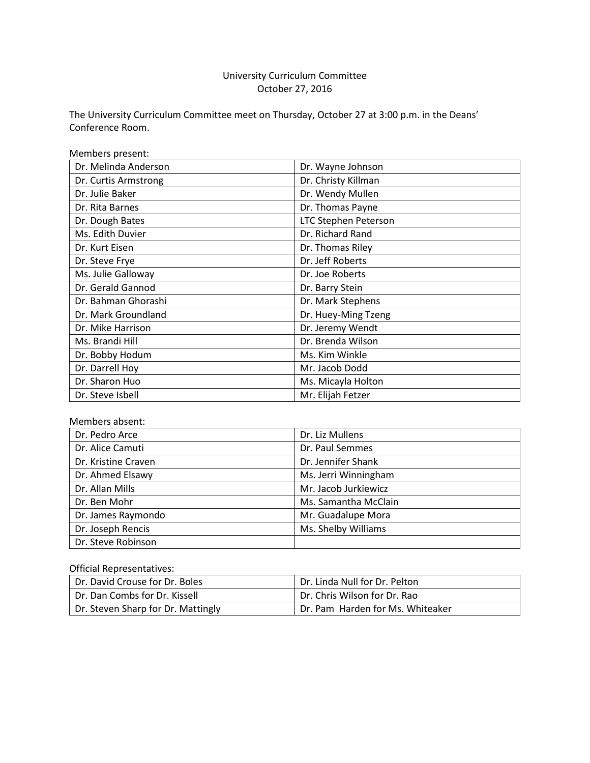University Curriculum Committee
October 27, 2016

The University Curriculum Committee meet on Thursday, October 27 at 3:00 p.m. in the Deans' Conference Room.

Members present:

| | |
|---|---|
| Dr. Melinda Anderson | Dr. Wayne Johnson |
| Dr. Curtis Armstrong | Dr. Christy Killman |
| Dr. Julie Baker | Dr. Wendy Mullen |
| Dr. Rita Barnes | Dr. Thomas Payne |
| Dr. Dough Bates | LTC Stephen Peterson |
| Ms. Edith Duvier | Dr. Richard Rand |
| Dr. Kurt Eisen | Dr. Thomas Riley |
| Dr. Steve Frye | Dr. Jeff Roberts |
| Ms. Julie Galloway | Dr. Joe Roberts |
| Dr. Gerald Gannod | Dr. Barry Stein |
| Dr. Bahman Ghorashi | Dr. Mark Stephens |
| Dr. Mark Groundland | Dr. Huey-Ming Tzeng |
| Dr. Mike Harrison | Dr. Jeremy Wendt |
| Ms. Brandi Hill | Dr. Brenda Wilson |
| Dr. Bobby Hodum | Ms. Kim Winkle |
| Dr. Darrell Hoy | Mr. Jacob Dodd |
| Dr. Sharon Huo | Ms. Micayla Holton |
| Dr. Steve Isbell | Mr. Elijah Fetzer |

Members absent:

| | |
|---|---|
| Dr. Pedro Arce | Dr. Liz Mullens |
| Dr. Alice Camuti | Dr. Paul Semmes |
| Dr. Kristine Craven | Dr. Jennifer Shank |
| Dr. Ahmed Elsawy | Ms. Jerri Winningham |
| Dr. Allan Mills | Mr. Jacob Jurkiewicz |
| Dr. Ben Mohr | Ms. Samantha McClain |
| Dr. James Raymondo | Mr. Guadalupe Mora |
| Dr. Joseph Rencis | Ms. Shelby Williams |
| Dr. Steve Robinson | |

Official Representatives:

| | |
|---|---|
| Dr. David Crouse for Dr. Boles | Dr. Linda Null for Dr. Pelton |
| Dr. Dan Combs for Dr. Kissell | Dr. Chris Wilson for Dr. Rao |
| Dr. Steven Sharp for Dr. Mattingly | Dr. Pam Harden for Ms. Whiteaker |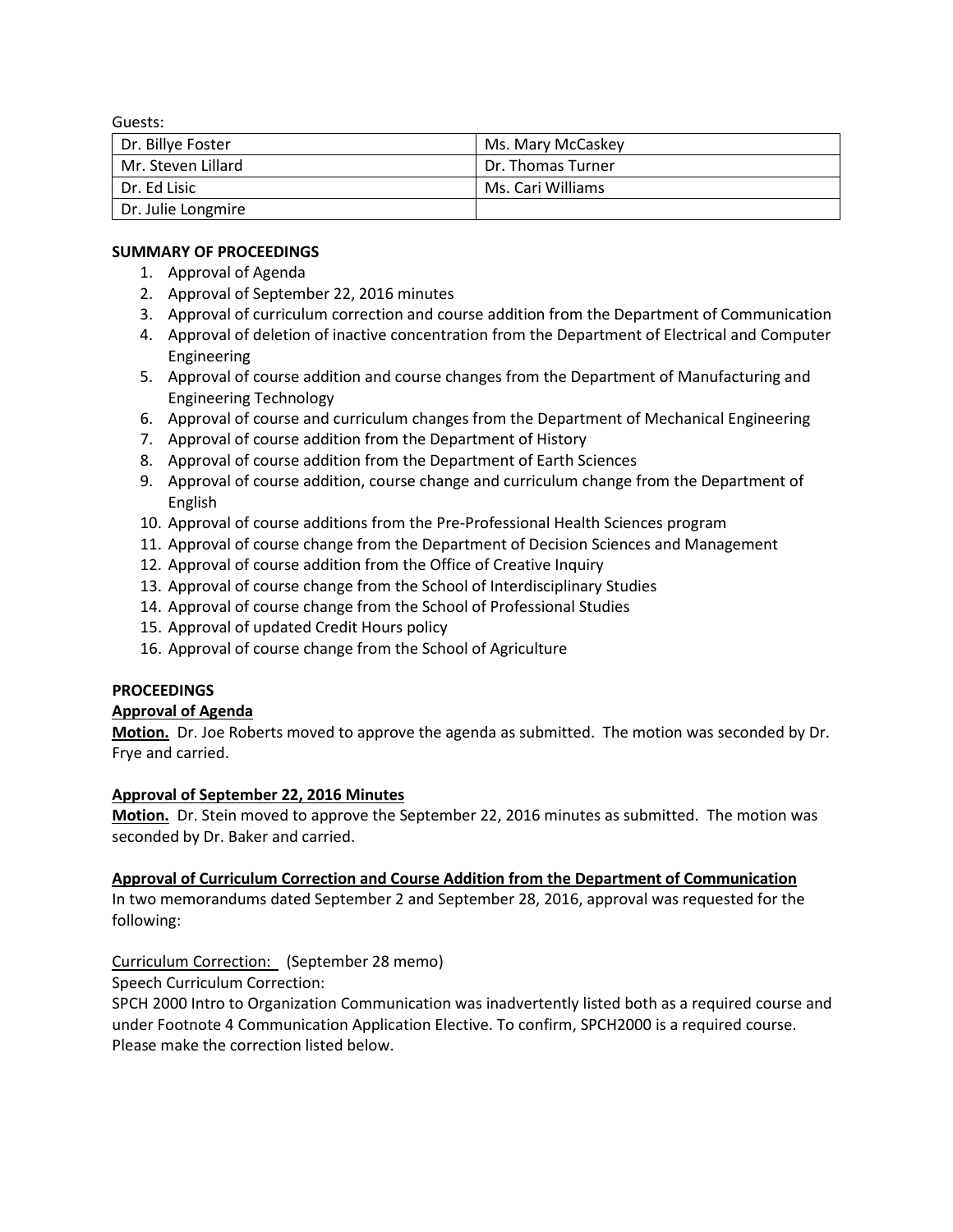Guests:

| Dr. Billye Foster | Ms. Mary McCaskey |
|---|---|
| Mr. Steven Lillard | Dr. Thomas Turner |
| Dr. Ed Lisic | Ms. Cari Williams |
| Dr. Julie Longmire | |

**SUMMARY OF PROCEEDINGS**

1. Approval of Agenda
2. Approval of September 22, 2016 minutes
3. Approval of curriculum correction and course addition from the Department of Communication
4. Approval of deletion of inactive concentration from the Department of Electrical and Computer Engineering
5. Approval of course addition and course changes from the Department of Manufacturing and Engineering Technology
6. Approval of course and curriculum changes from the Department of Mechanical Engineering
7. Approval of course addition from the Department of History
8. Approval of course addition from the Department of Earth Sciences
9. Approval of course addition, course change and curriculum change from the Department of English
10. Approval of course additions from the Pre-Professional Health Sciences program
11. Approval of course change from the Department of Decision Sciences and Management
12. Approval of course addition from the Office of Creative Inquiry
13. Approval of course change from the School of Interdisciplinary Studies
14. Approval of course change from the School of Professional Studies
15. Approval of updated Credit Hours policy
16. Approval of course change from the School of Agriculture

**PROCEEDINGS**

**Approval of Agenda**

**Motion.** Dr. Joe Roberts moved to approve the agenda as submitted. The motion was seconded by Dr. Frye and carried.

**Approval of September 22, 2016 Minutes**

**Motion.** Dr. Stein moved to approve the September 22, 2016 minutes as submitted. The motion was seconded by Dr. Baker and carried.

**Approval of Curriculum Correction and Course Addition from the Department of Communication**

In two memorandums dated September 2 and September 28, 2016, approval was requested for the following:

Curriculum Correction: (September 28 memo)

Speech Curriculum Correction:

SPCH 2000 Intro to Organization Communication was inadvertently listed both as a required course and under Footnote 4 Communication Application Elective. To confirm, SPCH2000 is a required course. Please make the correction listed below.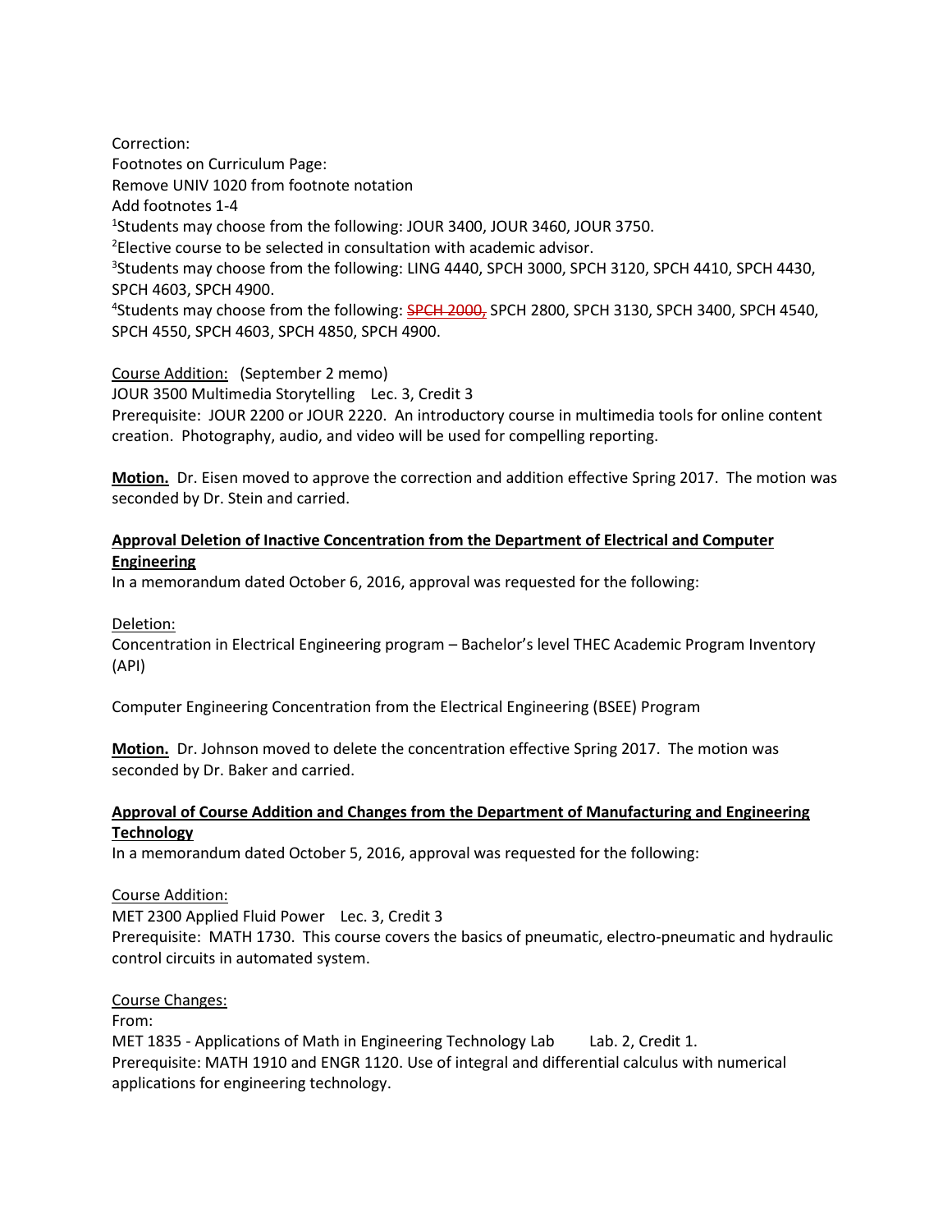Correction:
Footnotes on Curriculum Page:
Remove UNIV 1020 from footnote notation
Add footnotes 1-4

[1]Students may choose from the following: JOUR 3400, JOUR 3460, JOUR 3750.
[2]Elective course to be selected in consultation with academic advisor.
[3]Students may choose from the following: LING 4440, SPCH 3000, SPCH 3120, SPCH 4410, SPCH 4430, SPCH 4603, SPCH 4900.
[4]Students may choose from the following: ~~SPCH 2000,~~ SPCH 2800, SPCH 3130, SPCH 3400, SPCH 4540, SPCH 4550, SPCH 4603, SPCH 4850, SPCH 4900.

Course Addition: (September 2 memo)
JOUR 3500 Multimedia Storytelling Lec. 3, Credit 3
Prerequisite: JOUR 2200 or JOUR 2220. An introductory course in multimedia tools for online content creation. Photography, audio, and video will be used for compelling reporting.

**Motion.** Dr. Eisen moved to approve the correction and addition effective Spring 2017. The motion was seconded by Dr. Stein and carried.

**Approval Deletion of Inactive Concentration from the Department of Electrical and Computer Engineering**

In a memorandum dated October 6, 2016, approval was requested for the following:

Deletion:
Concentration in Electrical Engineering program – Bachelor's level THEC Academic Program Inventory (API)

Computer Engineering Concentration from the Electrical Engineering (BSEE) Program

**Motion.** Dr. Johnson moved to delete the concentration effective Spring 2017. The motion was seconded by Dr. Baker and carried.

**Approval of Course Addition and Changes from the Department of Manufacturing and Engineering Technology**

In a memorandum dated October 5, 2016, approval was requested for the following:

Course Addition:
MET 2300 Applied Fluid Power Lec. 3, Credit 3
Prerequisite: MATH 1730. This course covers the basics of pneumatic, electro-pneumatic and hydraulic control circuits in automated system.

Course Changes:
From:
MET 1835 - Applications of Math in Engineering Technology Lab Lab. 2, Credit 1.
Prerequisite: MATH 1910 and ENGR 1120. Use of integral and differential calculus with numerical applications for engineering technology.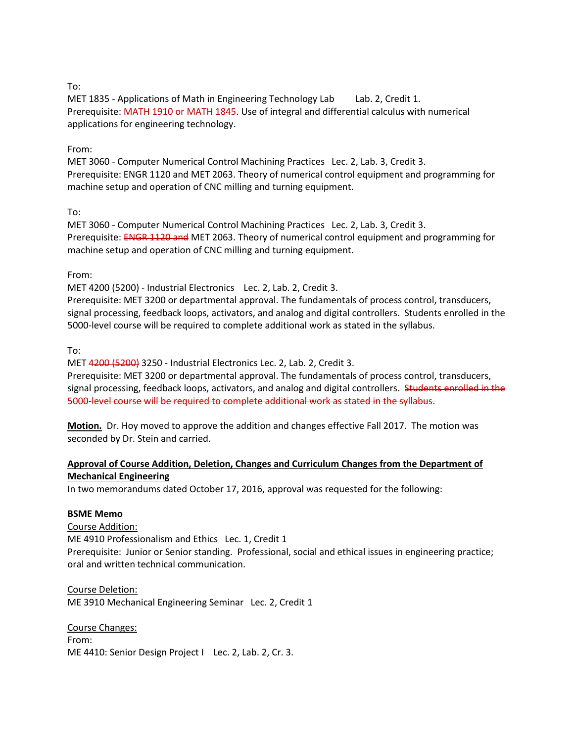To:
MET 1835 - Applications of Math in Engineering Technology Lab    Lab. 2, Credit 1.
Prerequisite: MATH 1910 or MATH 1845. Use of integral and differential calculus with numerical applications for engineering technology.

From:
MET 3060 - Computer Numerical Control Machining Practices   Lec. 2, Lab. 3, Credit 3.
Prerequisite: ENGR 1120 and MET 2063. Theory of numerical control equipment and programming for machine setup and operation of CNC milling and turning equipment.

To:
MET 3060 - Computer Numerical Control Machining Practices   Lec. 2, Lab. 3, Credit 3.
Prerequisite: ~~ENGR 1120 and~~ MET 2063. Theory of numerical control equipment and programming for machine setup and operation of CNC milling and turning equipment.

From:
MET 4200 (5200) - Industrial Electronics   Lec. 2, Lab. 2, Credit 3.
Prerequisite: MET 3200 or departmental approval. The fundamentals of process control, transducers, signal processing, feedback loops, activators, and analog and digital controllers. Students enrolled in the 5000-level course will be required to complete additional work as stated in the syllabus.

To:
MET ~~4200 (5200)~~ 3250 - Industrial Electronics Lec. 2, Lab. 2, Credit 3.
Prerequisite: MET 3200 or departmental approval. The fundamentals of process control, transducers, signal processing, feedback loops, activators, and analog and digital controllers. ~~Students enrolled in the 5000-level course will be required to complete additional work as stated in the syllabus.~~

**Motion.** Dr. Hoy moved to approve the addition and changes effective Fall 2017. The motion was seconded by Dr. Stein and carried.

**Approval of Course Addition, Deletion, Changes and Curriculum Changes from the Department of Mechanical Engineering**

In two memorandums dated October 17, 2016, approval was requested for the following:

**BSME Memo**

Course Addition:
ME 4910 Professionalism and Ethics   Lec. 1, Credit 1
Prerequisite: Junior or Senior standing. Professional, social and ethical issues in engineering practice; oral and written technical communication.

Course Deletion:
ME 3910 Mechanical Engineering Seminar   Lec. 2, Credit 1

Course Changes:
From:
ME 4410: Senior Design Project I   Lec. 2, Lab. 2, Cr. 3.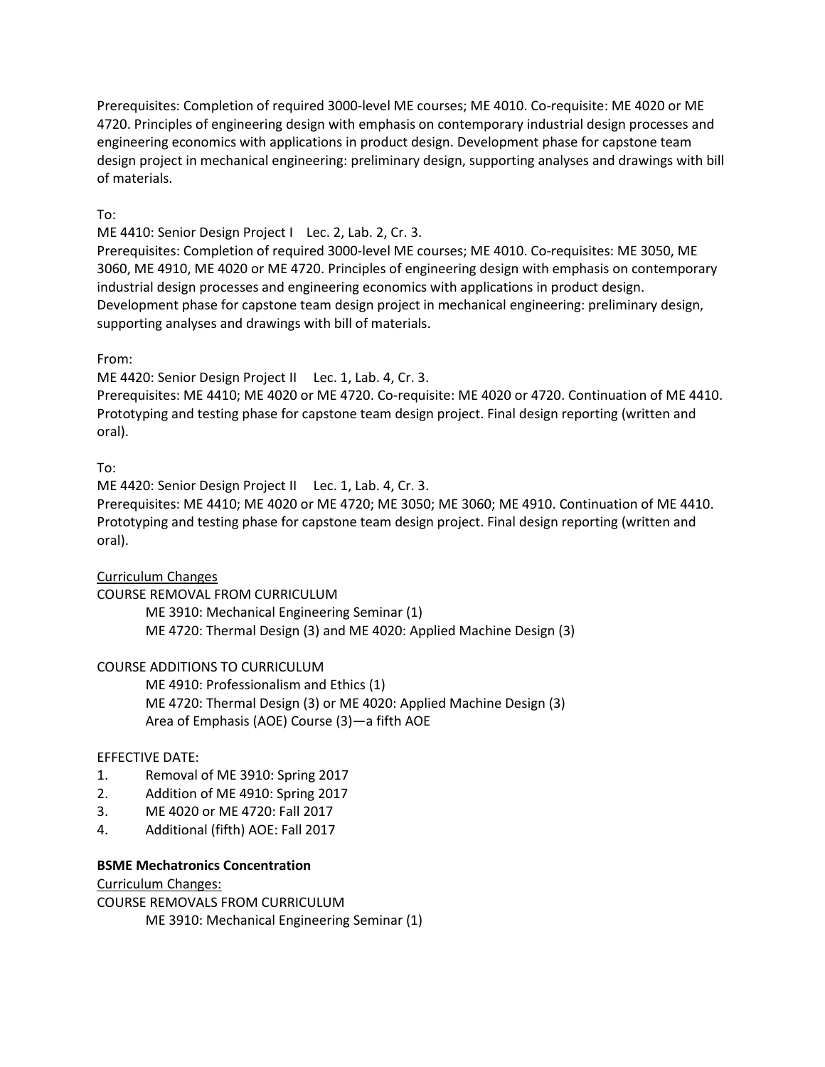Prerequisites: Completion of required 3000-level ME courses; ME 4010. Co-requisite: ME 4020 or ME 4720. Principles of engineering design with emphasis on contemporary industrial design processes and engineering economics with applications in product design. Development phase for capstone team design project in mechanical engineering: preliminary design, supporting analyses and drawings with bill of materials.

To:

ME 4410: Senior Design Project I    Lec. 2, Lab. 2, Cr. 3.

Prerequisites: Completion of required 3000-level ME courses; ME 4010. Co-requisites: ME 3050, ME 3060, ME 4910, ME 4020 or ME 4720. Principles of engineering design with emphasis on contemporary industrial design processes and engineering economics with applications in product design. Development phase for capstone team design project in mechanical engineering: preliminary design, supporting analyses and drawings with bill of materials.

From:

ME 4420: Senior Design Project II    Lec. 1, Lab. 4, Cr. 3.

Prerequisites: ME 4410; ME 4020 or ME 4720. Co-requisite: ME 4020 or 4720. Continuation of ME 4410. Prototyping and testing phase for capstone team design project. Final design reporting (written and oral).

To:

ME 4420: Senior Design Project II    Lec. 1, Lab. 4, Cr. 3.

Prerequisites: ME 4410; ME 4020 or ME 4720; ME 3050; ME 3060; ME 4910. Continuation of ME 4410. Prototyping and testing phase for capstone team design project. Final design reporting (written and oral).

<u>Curriculum Changes</u>

COURSE REMOVAL FROM CURRICULUM

- ME 3910: Mechanical Engineering Seminar (1)
- ME 4720: Thermal Design (3) and ME 4020: Applied Machine Design (3)

COURSE ADDITIONS TO CURRICULUM

- ME 4910: Professionalism and Ethics (1)
- ME 4720: Thermal Design (3) or ME 4020: Applied Machine Design (3)
- Area of Emphasis (AOE) Course (3)—a fifth AOE

EFFECTIVE DATE:

1. Removal of ME 3910: Spring 2017
2. Addition of ME 4910: Spring 2017
3. ME 4020 or ME 4720: Fall 2017
4. Additional (fifth) AOE: Fall 2017

**BSME Mechatronics Concentration**

<u>Curriculum Changes:</u>

COURSE REMOVALS FROM CURRICULUM

- ME 3910: Mechanical Engineering Seminar (1)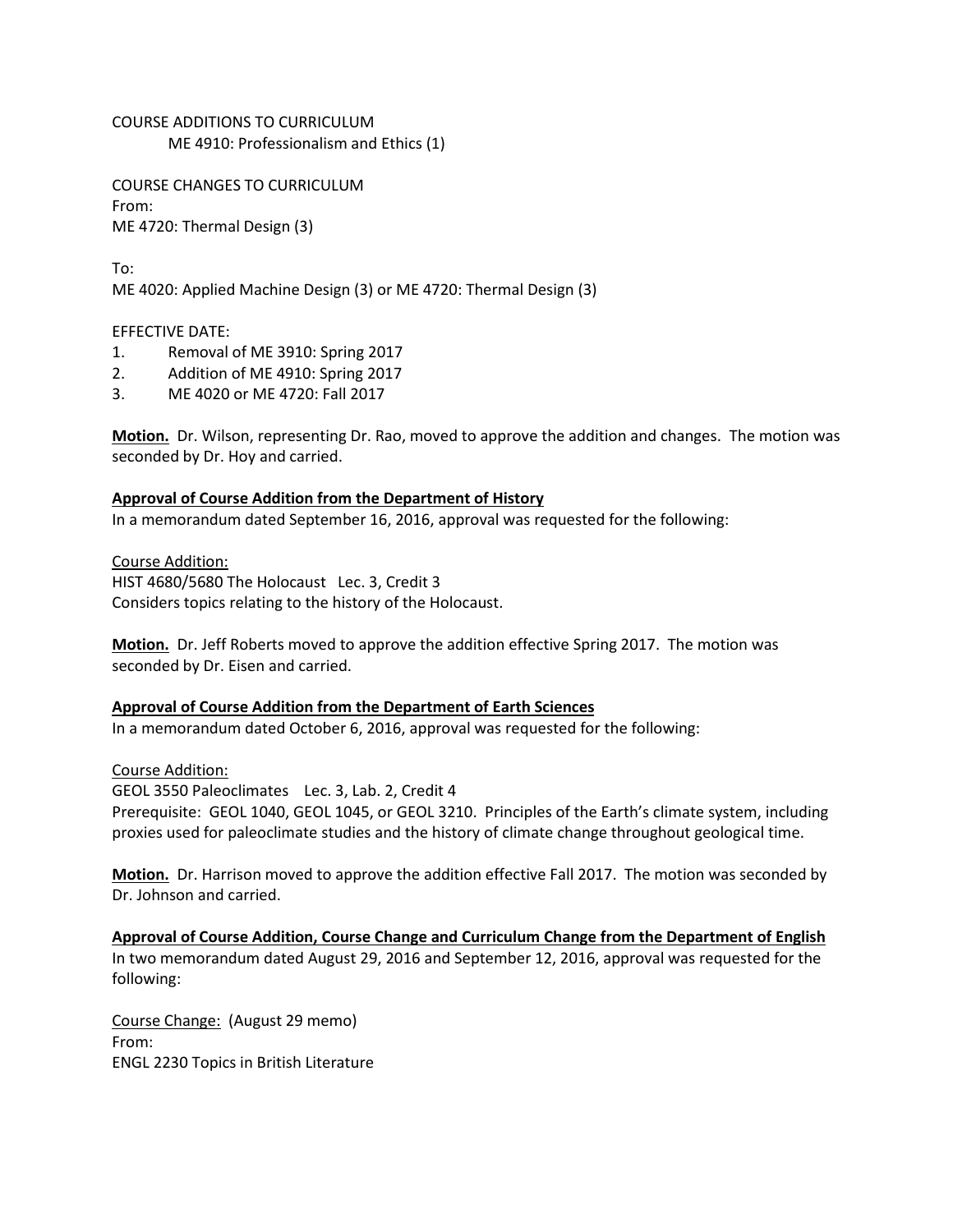COURSE ADDITIONS TO CURRICULUM

ME 4910: Professionalism and Ethics (1)

COURSE CHANGES TO CURRICULUM

From:

ME 4720: Thermal Design (3)

To:

ME 4020: Applied Machine Design (3) or ME 4720: Thermal Design (3)

EFFECTIVE DATE:

1. Removal of ME 3910: Spring 2017
2. Addition of ME 4910: Spring 2017
3. ME 4020 or ME 4720: Fall 2017

**Motion.** Dr. Wilson, representing Dr. Rao, moved to approve the addition and changes. The motion was seconded by Dr. Hoy and carried.

**Approval of Course Addition from the Department of History**

In a memorandum dated September 16, 2016, approval was requested for the following:

Course Addition:

HIST 4680/5680 The Holocaust Lec. 3, Credit 3
Considers topics relating to the history of the Holocaust.

**Motion.** Dr. Jeff Roberts moved to approve the addition effective Spring 2017. The motion was seconded by Dr. Eisen and carried.

**Approval of Course Addition from the Department of Earth Sciences**

In a memorandum dated October 6, 2016, approval was requested for the following:

Course Addition:

GEOL 3550 Paleoclimates Lec. 3, Lab. 2, Credit 4
Prerequisite: GEOL 1040, GEOL 1045, or GEOL 3210. Principles of the Earth's climate system, including proxies used for paleoclimate studies and the history of climate change throughout geological time.

**Motion.** Dr. Harrison moved to approve the addition effective Fall 2017. The motion was seconded by Dr. Johnson and carried.

**Approval of Course Addition, Course Change and Curriculum Change from the Department of English**

In two memorandum dated August 29, 2016 and September 12, 2016, approval was requested for the following:

Course Change: (August 29 memo)

From:

ENGL 2230 Topics in British Literature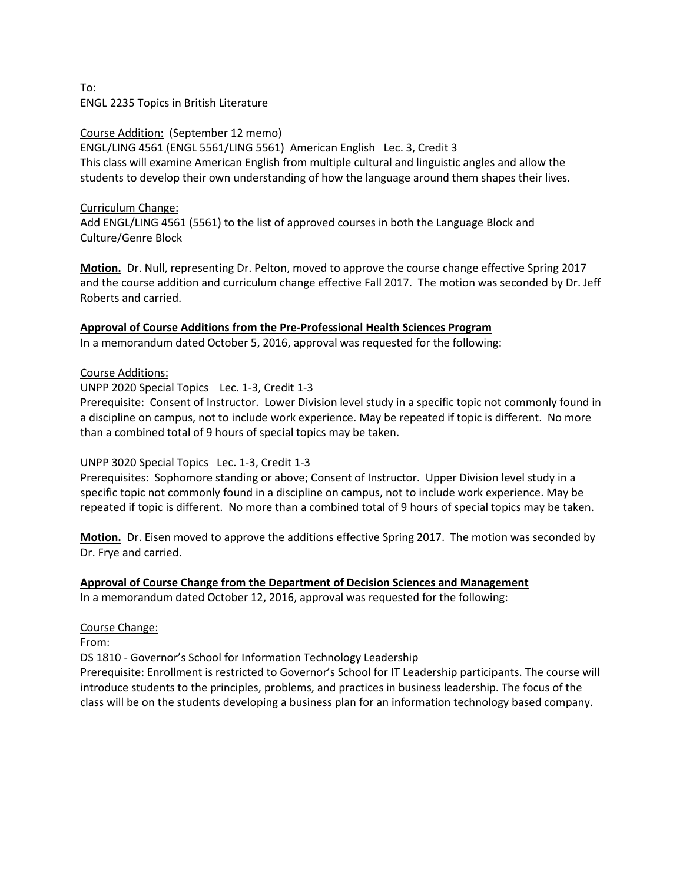To:
ENGL 2235 Topics in British Literature

Course Addition: (September 12 memo)
ENGL/LING 4561 (ENGL 5561/LING 5561) American English Lec. 3, Credit 3
This class will examine American English from multiple cultural and linguistic angles and allow the students to develop their own understanding of how the language around them shapes their lives.

Curriculum Change:
Add ENGL/LING 4561 (5561) to the list of approved courses in both the Language Block and Culture/Genre Block

**Motion.** Dr. Null, representing Dr. Pelton, moved to approve the course change effective Spring 2017 and the course addition and curriculum change effective Fall 2017. The motion was seconded by Dr. Jeff Roberts and carried.

**Approval of Course Additions from the Pre-Professional Health Sciences Program**
In a memorandum dated October 5, 2016, approval was requested for the following:

Course Additions:
UNPP 2020 Special Topics Lec. 1-3, Credit 1-3
Prerequisite: Consent of Instructor. Lower Division level study in a specific topic not commonly found in a discipline on campus, not to include work experience. May be repeated if topic is different. No more than a combined total of 9 hours of special topics may be taken.

UNPP 3020 Special Topics Lec. 1-3, Credit 1-3
Prerequisites: Sophomore standing or above; Consent of Instructor. Upper Division level study in a specific topic not commonly found in a discipline on campus, not to include work experience. May be repeated if topic is different. No more than a combined total of 9 hours of special topics may be taken.

**Motion.** Dr. Eisen moved to approve the additions effective Spring 2017. The motion was seconded by Dr. Frye and carried.

**Approval of Course Change from the Department of Decision Sciences and Management**
In a memorandum dated October 12, 2016, approval was requested for the following:

Course Change:
From:
DS 1810 - Governor's School for Information Technology Leadership
Prerequisite: Enrollment is restricted to Governor's School for IT Leadership participants. The course will introduce students to the principles, problems, and practices in business leadership. The focus of the class will be on the students developing a business plan for an information technology based company.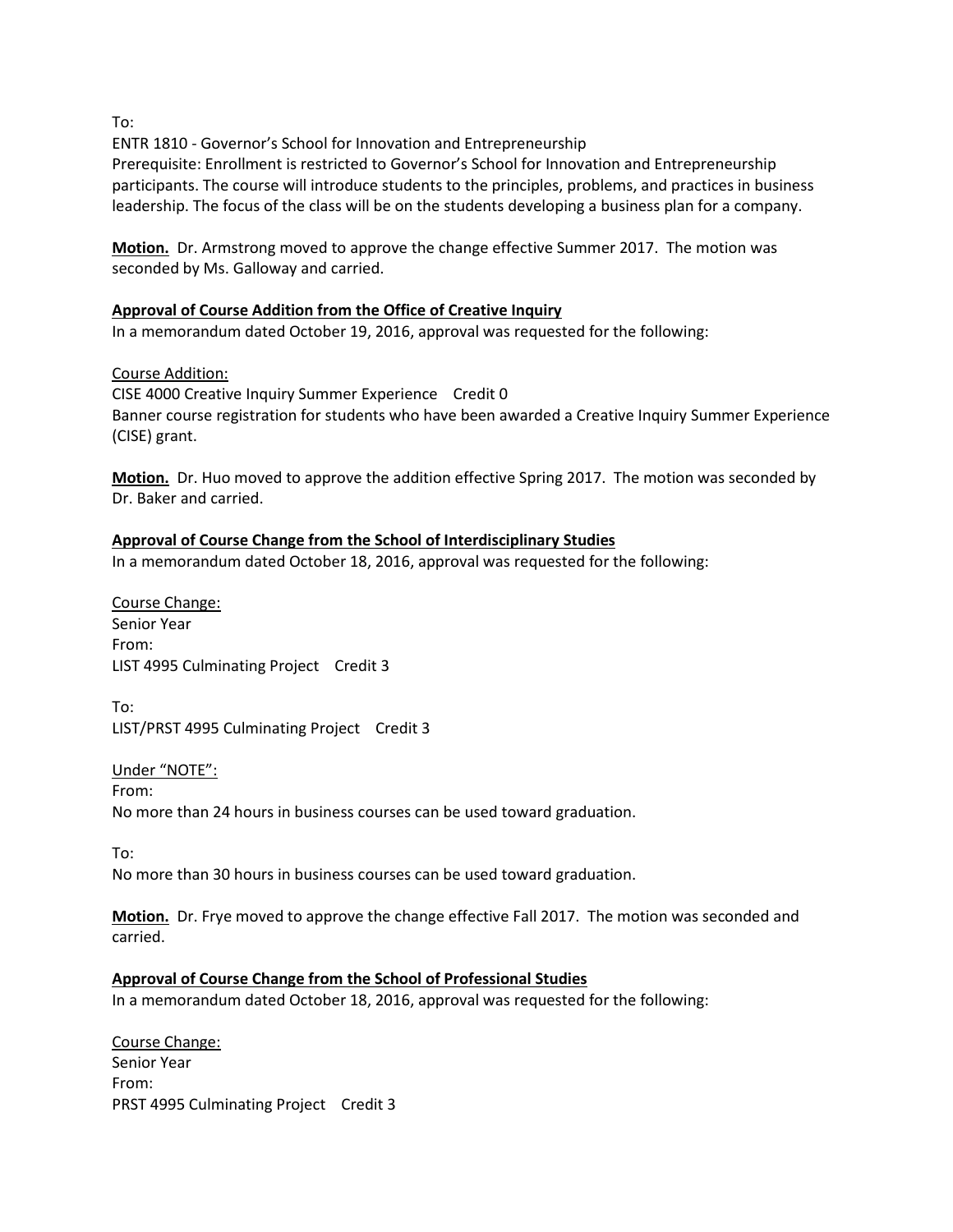To:

ENTR 1810 - Governor's School for Innovation and Entrepreneurship

Prerequisite: Enrollment is restricted to Governor's School for Innovation and Entrepreneurship participants. The course will introduce students to the principles, problems, and practices in business leadership. The focus of the class will be on the students developing a business plan for a company.

**Motion.** Dr. Armstrong moved to approve the change effective Summer 2017. The motion was seconded by Ms. Galloway and carried.

**Approval of Course Addition from the Office of Creative Inquiry**

In a memorandum dated October 19, 2016, approval was requested for the following:

Course Addition:

CISE 4000 Creative Inquiry Summer Experience Credit 0

Banner course registration for students who have been awarded a Creative Inquiry Summer Experience (CISE) grant.

**Motion.** Dr. Huo moved to approve the addition effective Spring 2017. The motion was seconded by Dr. Baker and carried.

**Approval of Course Change from the School of Interdisciplinary Studies**

In a memorandum dated October 18, 2016, approval was requested for the following:

Course Change:

Senior Year

From:

LIST 4995 Culminating Project Credit 3

To:

LIST/PRST 4995 Culminating Project Credit 3

Under "NOTE":

From:

No more than 24 hours in business courses can be used toward graduation.

To:

No more than 30 hours in business courses can be used toward graduation.

**Motion.** Dr. Frye moved to approve the change effective Fall 2017. The motion was seconded and carried.

**Approval of Course Change from the School of Professional Studies**

In a memorandum dated October 18, 2016, approval was requested for the following:

Course Change:

Senior Year

From:

PRST 4995 Culminating Project Credit 3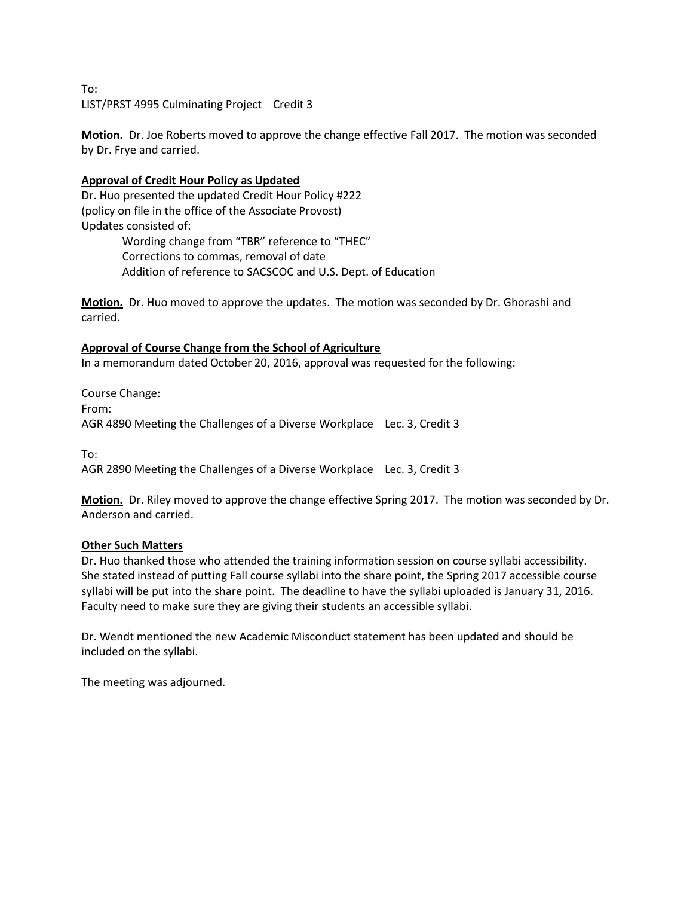To:
LIST/PRST 4995 Culminating Project    Credit 3

**Motion.** Dr. Joe Roberts moved to approve the change effective Fall 2017. The motion was seconded by Dr. Frye and carried.

**Approval of Credit Hour Policy as Updated**

Dr. Huo presented the updated Credit Hour Policy #222
(policy on file in the office of the Associate Provost)
Updates consisted of:

Wording change from "TBR" reference to "THEC"
Corrections to commas, removal of date
Addition of reference to SACSCOC and U.S. Dept. of Education

**Motion.** Dr. Huo moved to approve the updates. The motion was seconded by Dr. Ghorashi and carried.

**Approval of Course Change from the School of Agriculture**

In a memorandum dated October 20, 2016, approval was requested for the following:

Course Change:
From:
AGR 4890 Meeting the Challenges of a Diverse Workplace    Lec. 3, Credit 3

To:
AGR 2890 Meeting the Challenges of a Diverse Workplace    Lec. 3, Credit 3

**Motion.** Dr. Riley moved to approve the change effective Spring 2017. The motion was seconded by Dr. Anderson and carried.

**Other Such Matters**

Dr. Huo thanked those who attended the training information session on course syllabi accessibility. She stated instead of putting Fall course syllabi into the share point, the Spring 2017 accessible course syllabi will be put into the share point. The deadline to have the syllabi uploaded is January 31, 2016. Faculty need to make sure they are giving their students an accessible syllabi.

Dr. Wendt mentioned the new Academic Misconduct statement has been updated and should be included on the syllabi.

The meeting was adjourned.